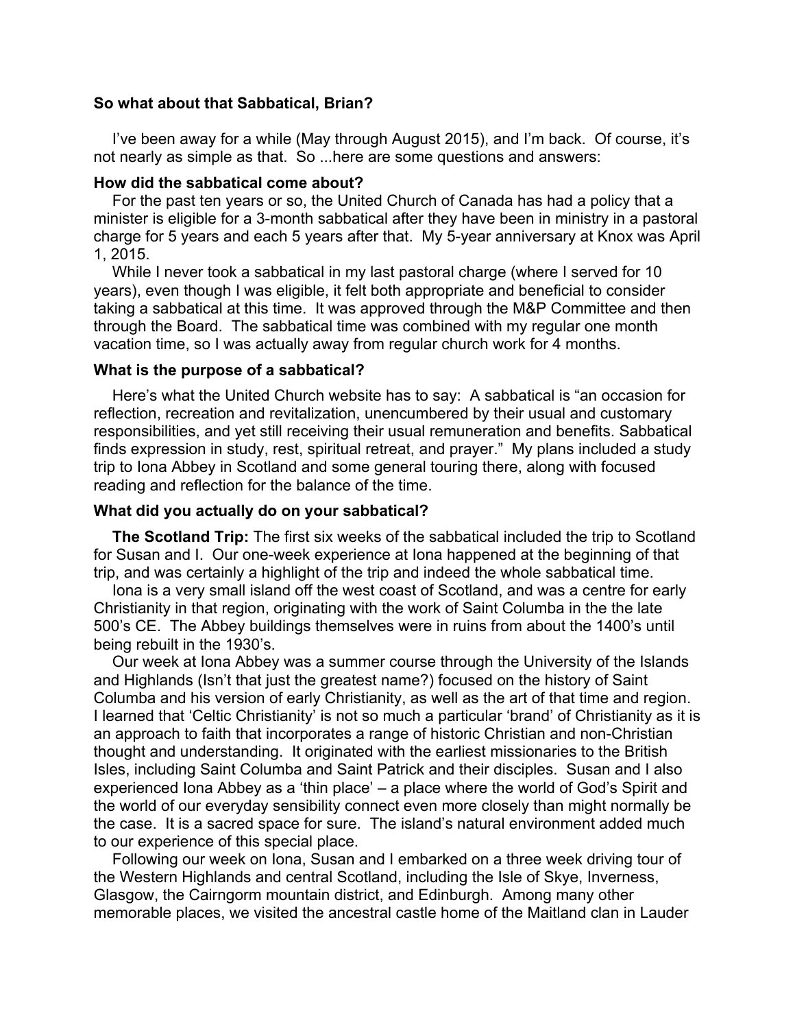**So what about that Sabbatical, Brian?**

I've been away for a while (May through August 2015), and I'm back. Of course, it's not nearly as simple as that. So ...here are some questions and answers:

**How did the sabbatical come about?**

For the past ten years or so, the United Church of Canada has had a policy that a minister is eligible for a 3-month sabbatical after they have been in ministry in a pastoral charge for 5 years and each 5 years after that. My 5-year anniversary at Knox was April 1, 2015.

While I never took a sabbatical in my last pastoral charge (where I served for 10 years), even though I was eligible, it felt both appropriate and beneficial to consider taking a sabbatical at this time. It was approved through the M&P Committee and then through the Board. The sabbatical time was combined with my regular one month vacation time, so I was actually away from regular church work for 4 months.

**What is the purpose of a sabbatical?**

Here's what the United Church website has to say: A sabbatical is "an occasion for reflection, recreation and revitalization, unencumbered by their usual and customary responsibilities, and yet still receiving their usual remuneration and benefits. Sabbatical finds expression in study, rest, spiritual retreat, and prayer." My plans included a study trip to Iona Abbey in Scotland and some general touring there, along with focused reading and reflection for the balance of the time.

**What did you actually do on your sabbatical?**

**The Scotland Trip:** The first six weeks of the sabbatical included the trip to Scotland for Susan and I. Our one-week experience at Iona happened at the beginning of that trip, and was certainly a highlight of the trip and indeed the whole sabbatical time.

Iona is a very small island off the west coast of Scotland, and was a centre for early Christianity in that region, originating with the work of Saint Columba in the the late 500's CE. The Abbey buildings themselves were in ruins from about the 1400's until being rebuilt in the 1930's.

Our week at Iona Abbey was a summer course through the University of the Islands and Highlands (Isn't that just the greatest name?) focused on the history of Saint Columba and his version of early Christianity, as well as the art of that time and region. I learned that 'Celtic Christianity' is not so much a particular 'brand' of Christianity as it is an approach to faith that incorporates a range of historic Christian and non-Christian thought and understanding. It originated with the earliest missionaries to the British Isles, including Saint Columba and Saint Patrick and their disciples. Susan and I also experienced Iona Abbey as a 'thin place' – a place where the world of God's Spirit and the world of our everyday sensibility connect even more closely than might normally be the case. It is a sacred space for sure. The island's natural environment added much to our experience of this special place.

Following our week on Iona, Susan and I embarked on a three week driving tour of the Western Highlands and central Scotland, including the Isle of Skye, Inverness, Glasgow, the Cairngorm mountain district, and Edinburgh. Among many other memorable places, we visited the ancestral castle home of the Maitland clan in Lauder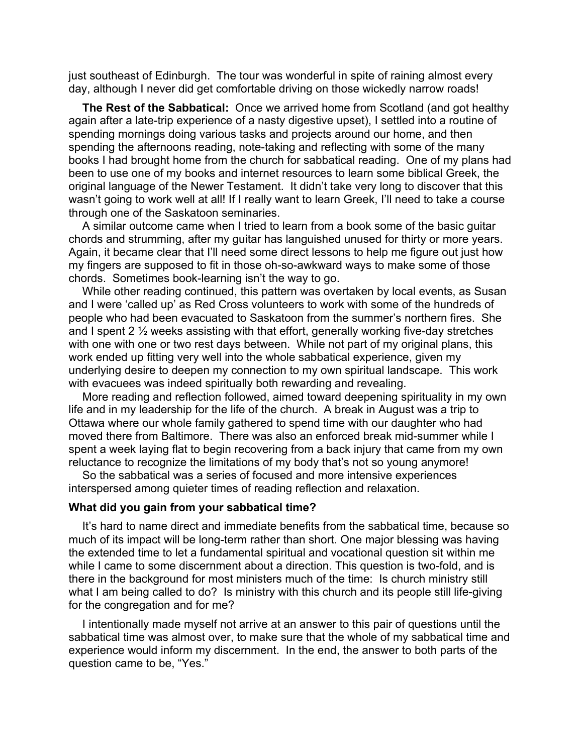just southeast of Edinburgh. The tour was wonderful in spite of raining almost every day, although I never did get comfortable driving on those wickedly narrow roads!

**The Rest of the Sabbatical:** Once we arrived home from Scotland (and got healthy again after a late-trip experience of a nasty digestive upset), I settled into a routine of spending mornings doing various tasks and projects around our home, and then spending the afternoons reading, note-taking and reflecting with some of the many books I had brought home from the church for sabbatical reading. One of my plans had been to use one of my books and internet resources to learn some biblical Greek, the original language of the Newer Testament. It didn't take very long to discover that this wasn't going to work well at all! If I really want to learn Greek, I'll need to take a course through one of the Saskatoon seminaries.

A similar outcome came when I tried to learn from a book some of the basic guitar chords and strumming, after my guitar has languished unused for thirty or more years. Again, it became clear that I'll need some direct lessons to help me figure out just how my fingers are supposed to fit in those oh-so-awkward ways to make some of those chords. Sometimes book-learning isn't the way to go.

While other reading continued, this pattern was overtaken by local events, as Susan and I were 'called up' as Red Cross volunteers to work with some of the hundreds of people who had been evacuated to Saskatoon from the summer's northern fires. She and I spent 2 ½ weeks assisting with that effort, generally working five-day stretches with one with one or two rest days between. While not part of my original plans, this work ended up fitting very well into the whole sabbatical experience, given my underlying desire to deepen my connection to my own spiritual landscape. This work with evacuees was indeed spiritually both rewarding and revealing.

More reading and reflection followed, aimed toward deepening spirituality in my own life and in my leadership for the life of the church. A break in August was a trip to Ottawa where our whole family gathered to spend time with our daughter who had moved there from Baltimore. There was also an enforced break mid-summer while I spent a week laying flat to begin recovering from a back injury that came from my own reluctance to recognize the limitations of my body that's not so young anymore!

So the sabbatical was a series of focused and more intensive experiences interspersed among quieter times of reading reflection and relaxation.

**What did you gain from your sabbatical time?**

It's hard to name direct and immediate benefits from the sabbatical time, because so much of its impact will be long-term rather than short. One major blessing was having the extended time to let a fundamental spiritual and vocational question sit within me while I came to some discernment about a direction. This question is two-fold, and is there in the background for most ministers much of the time: Is church ministry still what I am being called to do? Is ministry with this church and its people still life-giving for the congregation and for me?

I intentionally made myself not arrive at an answer to this pair of questions until the sabbatical time was almost over, to make sure that the whole of my sabbatical time and experience would inform my discernment. In the end, the answer to both parts of the question came to be, "Yes."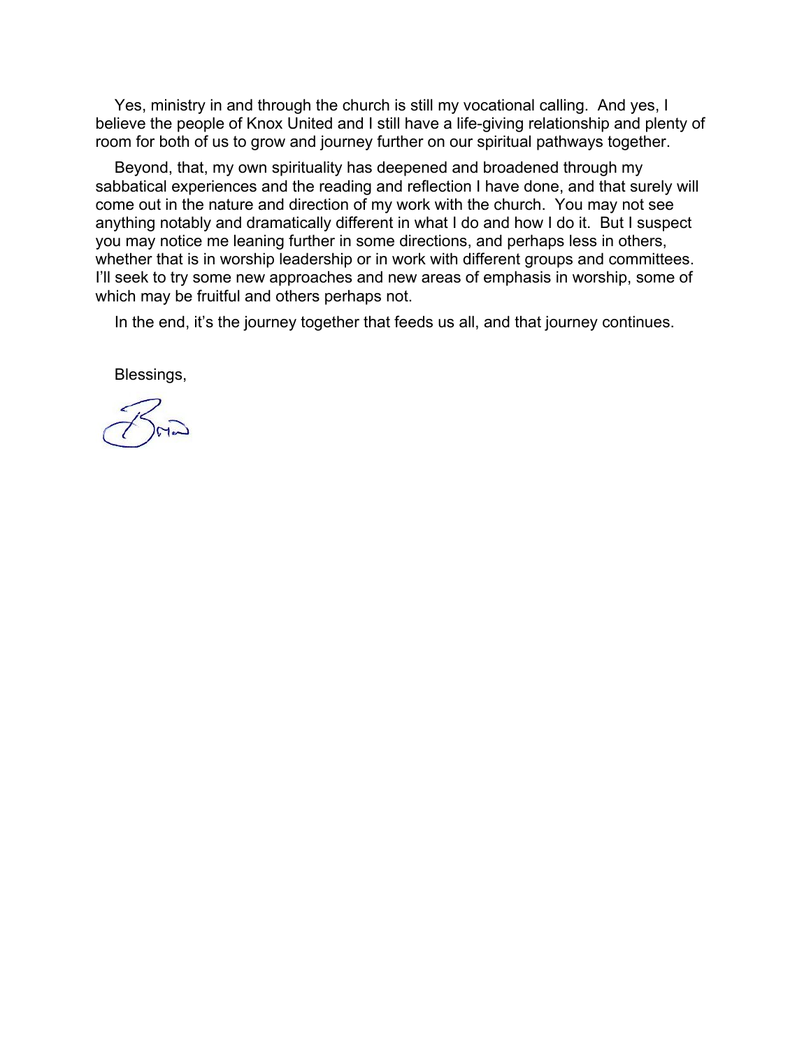Yes, ministry in and through the church is still my vocational calling. And yes, I believe the people of Knox United and I still have a life-giving relationship and plenty of room for both of us to grow and journey further on our spiritual pathways together.

Beyond, that, my own spirituality has deepened and broadened through my sabbatical experiences and the reading and reflection I have done, and that surely will come out in the nature and direction of my work with the church. You may not see anything notably and dramatically different in what I do and how I do it. But I suspect you may notice me leaning further in some directions, and perhaps less in others, whether that is in worship leadership or in work with different groups and committees. I'll seek to try some new approaches and new areas of emphasis in worship, some of which may be fruitful and others perhaps not.

In the end, it's the journey together that feeds us all, and that journey continues.

Blessings,